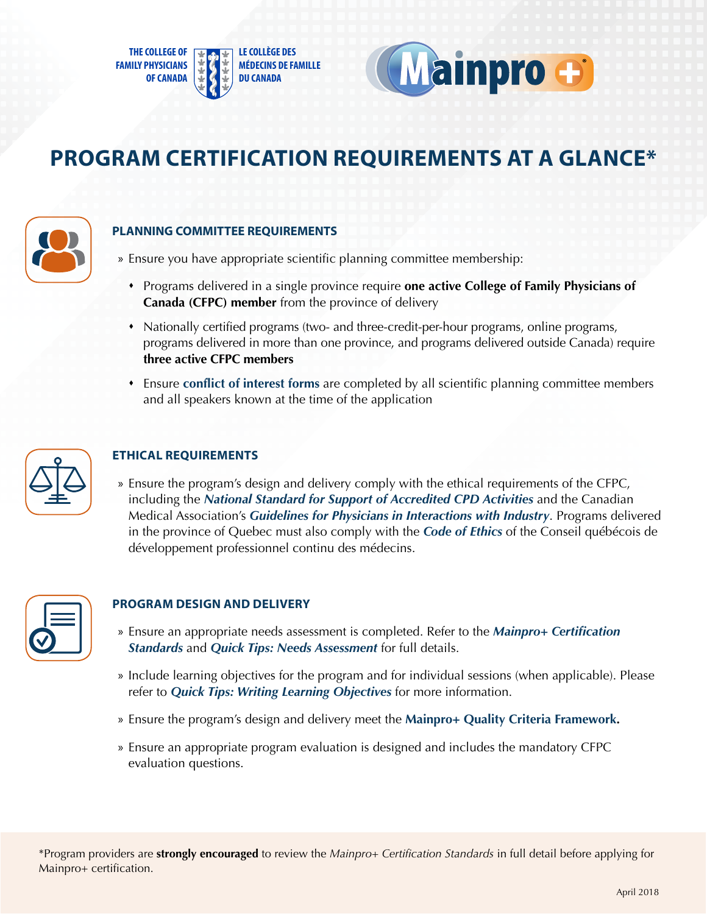THE COLLEGE OF FAMILY PHYSICIANS OF CANADA | LE COLLÈGE DES MÉDECINS DE FAMILLE DU CANADA

Mainpro+

# PROGRAM CERTIFICATION REQUIREMENTS AT A GLANCE*

## PLANNING COMMITTEE REQUIREMENTS

» Ensure you have appropriate scientific planning committee membership:

- Programs delivered in a single province require **one active College of Family Physicians of Canada (CFPC) member** from the province of delivery
- Nationally certified programs (two- and three-credit-per-hour programs, online programs, programs delivered in more than one province, and programs delivered outside Canada) require **three active CFPC members**
- Ensure **conflict of interest forms** are completed by all scientific planning committee members and all speakers known at the time of the application

## ETHICAL REQUIREMENTS

» Ensure the program's design and delivery comply with the ethical requirements of the CFPC, including the ***National Standard for Support of Accredited CPD Activities*** and the Canadian Medical Association's ***Guidelines for Physicians in Interactions with Industry***. Programs delivered in the province of Quebec must also comply with the ***Code of Ethics*** of the Conseil québécois de développement professionnel continu des médecins.

## PROGRAM DESIGN AND DELIVERY

» Ensure an appropriate needs assessment is completed. Refer to the ***Mainpro+ Certification Standards*** and ***Quick Tips: Needs Assessment*** for full details.

» Include learning objectives for the program and for individual sessions (when applicable). Please refer to ***Quick Tips: Writing Learning Objectives*** for more information.

» Ensure the program's design and delivery meet the **Mainpro+ Quality Criteria Framework.**

» Ensure an appropriate program evaluation is designed and includes the mandatory CFPC evaluation questions.

*Program providers are **strongly encouraged** to review the *Mainpro+ Certification Standards* in full detail before applying for Mainpro+ certification.

April 2018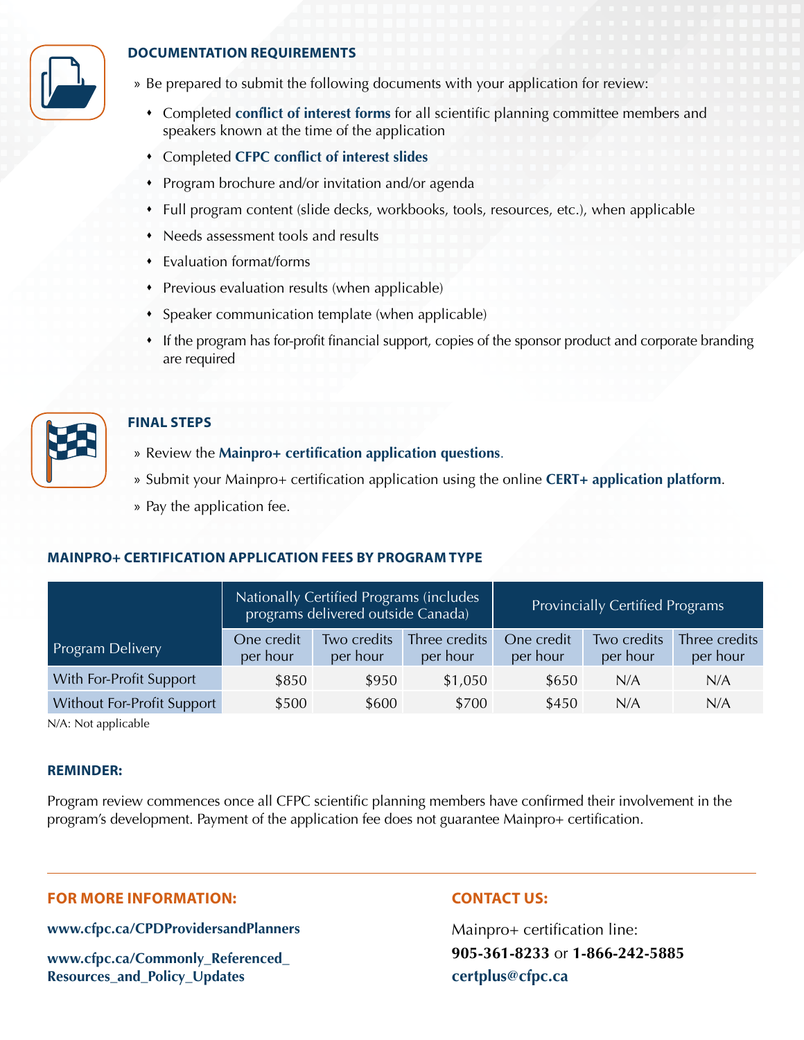## DOCUMENTATION REQUIREMENTS

» Be prepared to submit the following documents with your application for review:

- Completed **conflict of interest forms** for all scientific planning committee members and speakers known at the time of the application
- Completed **CFPC conflict of interest slides**
- Program brochure and/or invitation and/or agenda
- Full program content (slide decks, workbooks, tools, resources, etc.), when applicable
- Needs assessment tools and results
- Evaluation format/forms
- Previous evaluation results (when applicable)
- Speaker communication template (when applicable)
- If the program has for-profit financial support, copies of the sponsor product and corporate branding are required

## FINAL STEPS

» Review the **Mainpro+ certification application questions**.

» Submit your Mainpro+ certification application using the online **CERT+ application platform**.

» Pay the application fee.

### MAINPRO+ CERTIFICATION APPLICATION FEES BY PROGRAM TYPE

| Program Delivery | Nationally Certified Programs (includes programs delivered outside Canada) | | | Provincially Certified Programs | | |
|---|---|---|---|---|---|---|
| | One credit per hour | Two credits per hour | Three credits per hour | One credit per hour | Two credits per hour | Three credits per hour |
| With For-Profit Support | $850 | $950 | $1,050 | $650 | N/A | N/A |
| Without For-Profit Support | $500 | $600 | $700 | $450 | N/A | N/A |

N/A: Not applicable

### REMINDER:

Program review commences once all CFPC scientific planning members have confirmed their involvement in the program's development. Payment of the application fee does not guarantee Mainpro+ certification.

---

### FOR MORE INFORMATION:

**www.cfpc.ca/CPDProvidersandPlanners**

**www.cfpc.ca/Commonly_Referenced_Resources_and_Policy_Updates**

### CONTACT US:

Mainpro+ certification line:
**905-361-8233** or **1-866-242-5885**
**certplus@cfpc.ca**